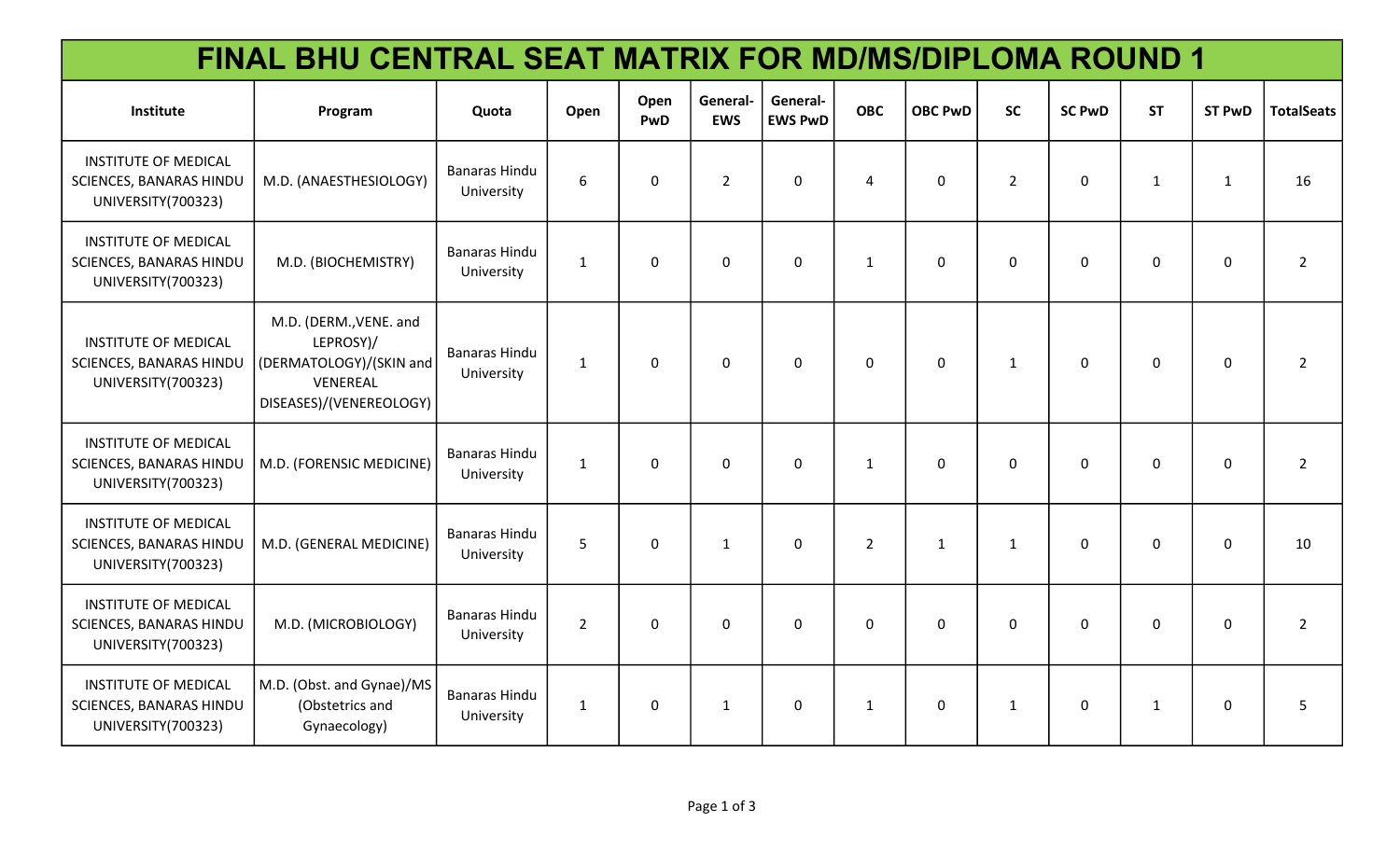# FINAL BHU CENTRAL SEAT MATRIX FOR MD/MS/DIPLOMA ROUND 1

| Institute | Program | Quota | Open | Open PwD | General-EWS | General-EWS PwD | OBC | OBC PwD | SC | SC PwD | ST | ST PwD | TotalSeats |
|---|---|---|---|---|---|---|---|---|---|---|---|---|---|
| INSTITUTE OF MEDICAL SCIENCES, BANARAS HINDU UNIVERSITY(700323) | M.D. (ANAESTHESIOLOGY) | Banaras Hindu University | 6 | 0 | 2 | 0 | 4 | 0 | 2 | 0 | 1 | 1 | 16 |
| INSTITUTE OF MEDICAL SCIENCES, BANARAS HINDU UNIVERSITY(700323) | M.D. (BIOCHEMISTRY) | Banaras Hindu University | 1 | 0 | 0 | 0 | 1 | 0 | 0 | 0 | 0 | 0 | 2 |
| INSTITUTE OF MEDICAL SCIENCES, BANARAS HINDU UNIVERSITY(700323) | M.D. (DERM.,VENE. and LEPROSY)/(DERMATOLOGY)/(SKIN and VENEREAL DISEASES)/(VENEREOLOGY) | Banaras Hindu University | 1 | 0 | 0 | 0 | 0 | 0 | 1 | 0 | 0 | 0 | 2 |
| INSTITUTE OF MEDICAL SCIENCES, BANARAS HINDU UNIVERSITY(700323) | M.D. (FORENSIC MEDICINE) | Banaras Hindu University | 1 | 0 | 0 | 0 | 1 | 0 | 0 | 0 | 0 | 0 | 2 |
| INSTITUTE OF MEDICAL SCIENCES, BANARAS HINDU UNIVERSITY(700323) | M.D. (GENERAL MEDICINE) | Banaras Hindu University | 5 | 0 | 1 | 0 | 2 | 1 | 1 | 0 | 0 | 0 | 10 |
| INSTITUTE OF MEDICAL SCIENCES, BANARAS HINDU UNIVERSITY(700323) | M.D. (MICROBIOLOGY) | Banaras Hindu University | 2 | 0 | 0 | 0 | 0 | 0 | 0 | 0 | 0 | 0 | 2 |
| INSTITUTE OF MEDICAL SCIENCES, BANARAS HINDU UNIVERSITY(700323) | M.D. (Obst. and Gynae)/MS (Obstetrics and Gynaecology) | Banaras Hindu University | 1 | 0 | 1 | 0 | 1 | 0 | 1 | 0 | 1 | 0 | 5 |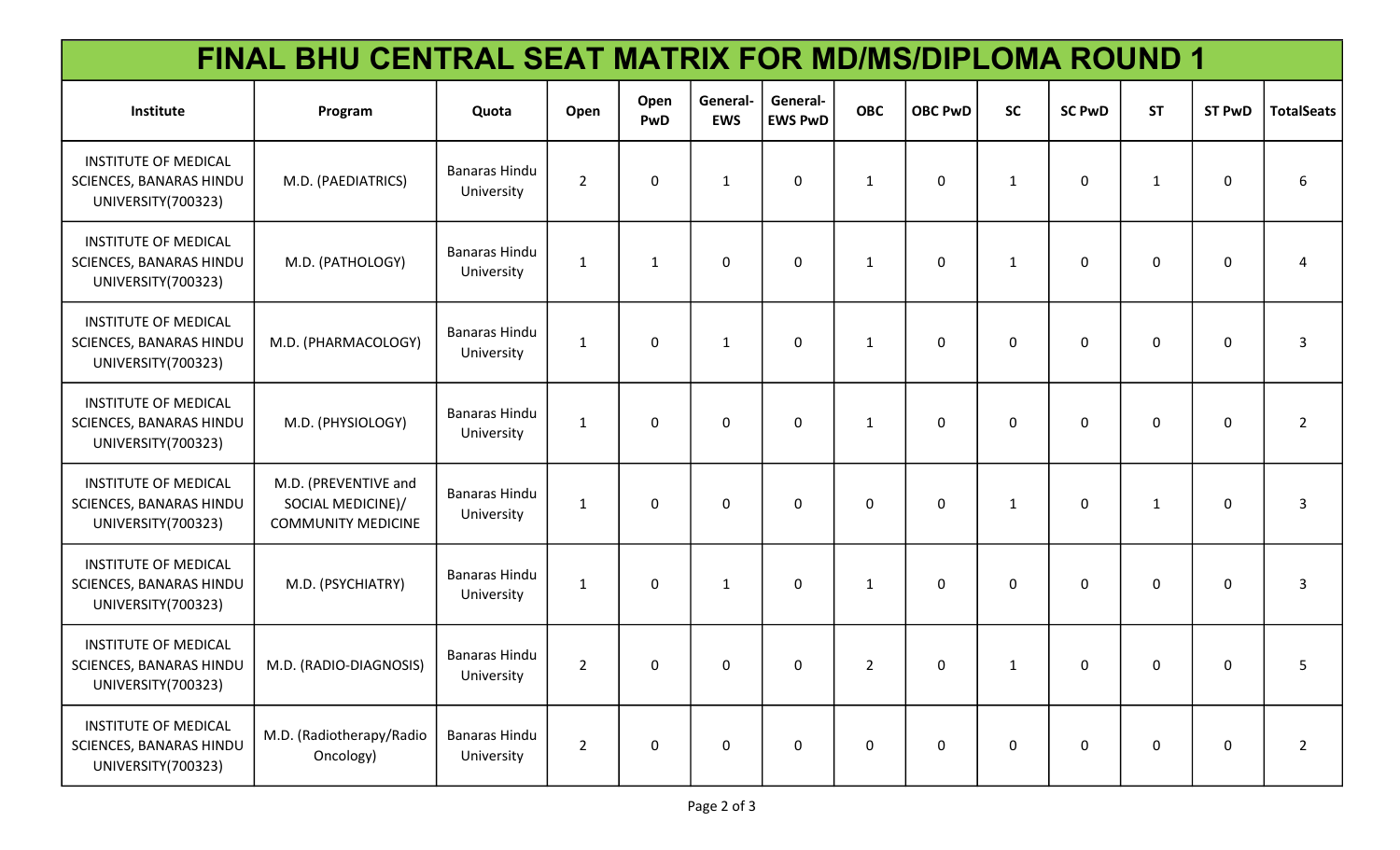# FINAL BHU CENTRAL SEAT MATRIX FOR MD/MS/DIPLOMA ROUND 1

| Institute | Program | Quota | Open | Open PwD | General-EWS | General-EWS PwD | OBC | OBC PwD | SC | SC PwD | ST | ST PwD | TotalSeats |
|---|---|---|---|---|---|---|---|---|---|---|---|---|---|
| INSTITUTE OF MEDICAL SCIENCES, BANARAS HINDU UNIVERSITY(700323) | M.D. (PAEDIATRICS) | Banaras Hindu University | 2 | 0 | 1 | 0 | 1 | 0 | 1 | 0 | 1 | 0 | 6 |
| INSTITUTE OF MEDICAL SCIENCES, BANARAS HINDU UNIVERSITY(700323) | M.D. (PATHOLOGY) | Banaras Hindu University | 1 | 1 | 0 | 0 | 1 | 0 | 1 | 0 | 0 | 0 | 4 |
| INSTITUTE OF MEDICAL SCIENCES, BANARAS HINDU UNIVERSITY(700323) | M.D. (PHARMACOLOGY) | Banaras Hindu University | 1 | 0 | 1 | 0 | 1 | 0 | 0 | 0 | 0 | 0 | 3 |
| INSTITUTE OF MEDICAL SCIENCES, BANARAS HINDU UNIVERSITY(700323) | M.D. (PHYSIOLOGY) | Banaras Hindu University | 1 | 0 | 0 | 0 | 1 | 0 | 0 | 0 | 0 | 0 | 2 |
| INSTITUTE OF MEDICAL SCIENCES, BANARAS HINDU UNIVERSITY(700323) | M.D. (PREVENTIVE and SOCIAL MEDICINE)/ COMMUNITY MEDICINE | Banaras Hindu University | 1 | 0 | 0 | 0 | 0 | 0 | 1 | 0 | 1 | 0 | 3 |
| INSTITUTE OF MEDICAL SCIENCES, BANARAS HINDU UNIVERSITY(700323) | M.D. (PSYCHIATRY) | Banaras Hindu University | 1 | 0 | 1 | 0 | 1 | 0 | 0 | 0 | 0 | 0 | 3 |
| INSTITUTE OF MEDICAL SCIENCES, BANARAS HINDU UNIVERSITY(700323) | M.D. (RADIO-DIAGNOSIS) | Banaras Hindu University | 2 | 0 | 0 | 0 | 2 | 0 | 1 | 0 | 0 | 0 | 5 |
| INSTITUTE OF MEDICAL SCIENCES, BANARAS HINDU UNIVERSITY(700323) | M.D. (Radiotherapy/Radio Oncology) | Banaras Hindu University | 2 | 0 | 0 | 0 | 0 | 0 | 0 | 0 | 0 | 0 | 2 |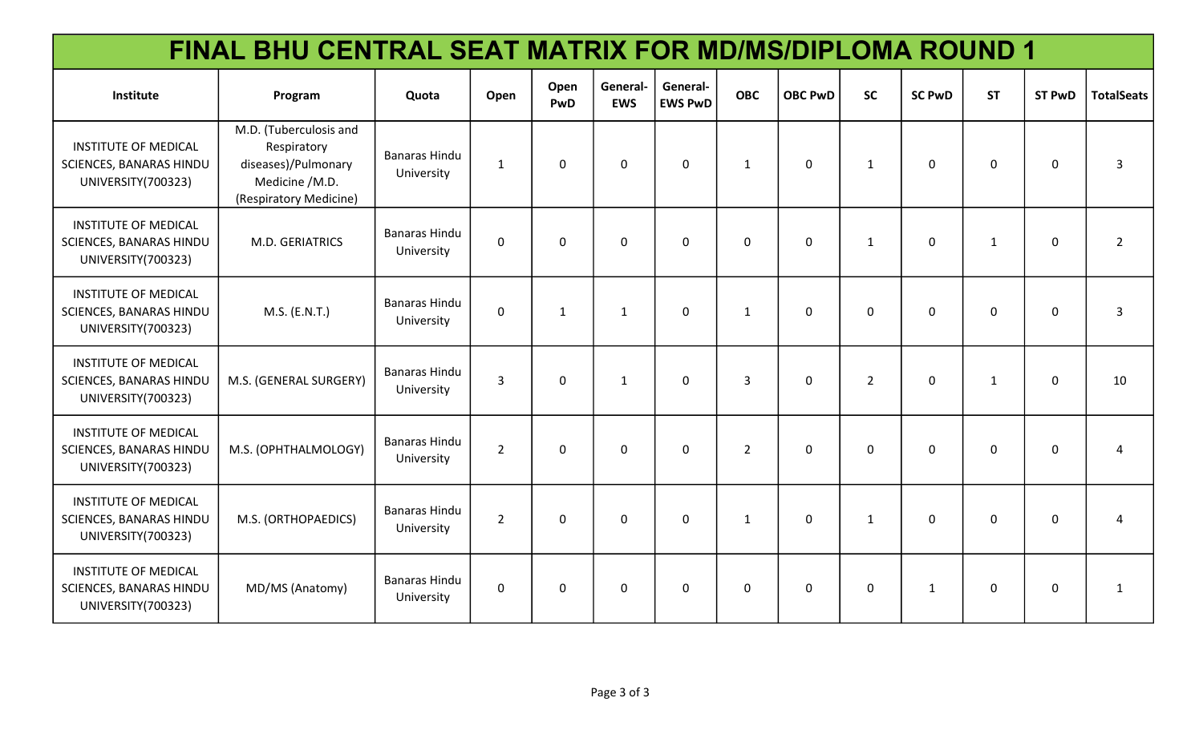# FINAL BHU CENTRAL SEAT MATRIX FOR MD/MS/DIPLOMA ROUND 1

| Institute | Program | Quota | Open | Open PwD | General-EWS | General-EWS PwD | OBC | OBC PwD | SC | SC PwD | ST | ST PwD | TotalSeats |
|---|---|---|---|---|---|---|---|---|---|---|---|---|---|
| INSTITUTE OF MEDICAL SCIENCES, BANARAS HINDU UNIVERSITY(700323) | M.D. (Tuberculosis and Respiratory diseases)/Pulmonary Medicine /M.D. (Respiratory Medicine) | Banaras Hindu University | 1 | 0 | 0 | 0 | 1 | 0 | 1 | 0 | 0 | 0 | 3 |
| INSTITUTE OF MEDICAL SCIENCES, BANARAS HINDU UNIVERSITY(700323) | M.D. GERIATRICS | Banaras Hindu University | 0 | 0 | 0 | 0 | 0 | 0 | 1 | 0 | 1 | 0 | 2 |
| INSTITUTE OF MEDICAL SCIENCES, BANARAS HINDU UNIVERSITY(700323) | M.S. (E.N.T.) | Banaras Hindu University | 0 | 1 | 1 | 0 | 1 | 0 | 0 | 0 | 0 | 0 | 3 |
| INSTITUTE OF MEDICAL SCIENCES, BANARAS HINDU UNIVERSITY(700323) | M.S. (GENERAL SURGERY) | Banaras Hindu University | 3 | 0 | 1 | 0 | 3 | 0 | 2 | 0 | 1 | 0 | 10 |
| INSTITUTE OF MEDICAL SCIENCES, BANARAS HINDU UNIVERSITY(700323) | M.S. (OPHTHALMOLOGY) | Banaras Hindu University | 2 | 0 | 0 | 0 | 2 | 0 | 0 | 0 | 0 | 0 | 4 |
| INSTITUTE OF MEDICAL SCIENCES, BANARAS HINDU UNIVERSITY(700323) | M.S. (ORTHOPAEDICS) | Banaras Hindu University | 2 | 0 | 0 | 0 | 1 | 0 | 1 | 0 | 0 | 0 | 4 |
| INSTITUTE OF MEDICAL SCIENCES, BANARAS HINDU UNIVERSITY(700323) | MD/MS (Anatomy) | Banaras Hindu University | 0 | 0 | 0 | 0 | 0 | 0 | 0 | 1 | 0 | 0 | 1 |